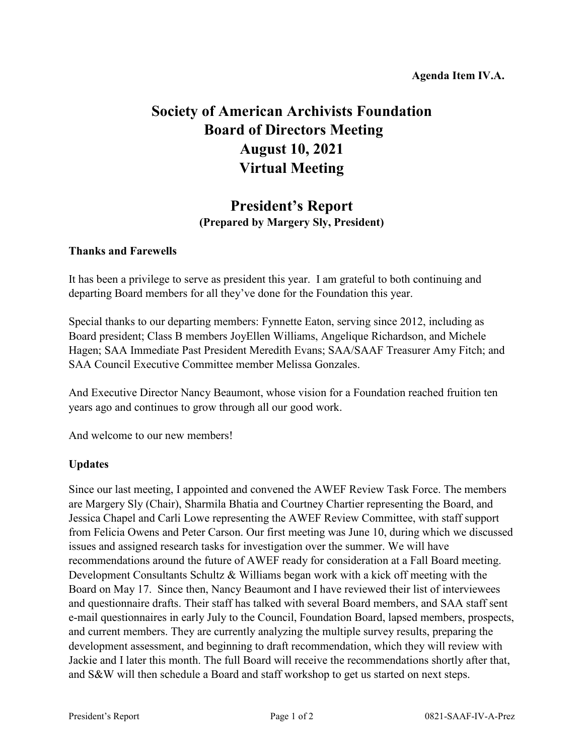**Agenda Item IV.A.**

# Society of American Archivists Foundation
# Board of Directors Meeting
# August 10, 2021
# Virtual Meeting

## President's Report
**(Prepared by Margery Sly, President)**

**Thanks and Farewells**

It has been a privilege to serve as president this year. I am grateful to both continuing and departing Board members for all they've done for the Foundation this year.

Special thanks to our departing members: Fynnette Eaton, serving since 2012, including as Board president; Class B members JoyEllen Williams, Angelique Richardson, and Michele Hagen; SAA Immediate Past President Meredith Evans; SAA/SAAF Treasurer Amy Fitch; and SAA Council Executive Committee member Melissa Gonzales.

And Executive Director Nancy Beaumont, whose vision for a Foundation reached fruition ten years ago and continues to grow through all our good work.

And welcome to our new members!

**Updates**

Since our last meeting, I appointed and convened the AWEF Review Task Force. The members are Margery Sly (Chair), Sharmila Bhatia and Courtney Chartier representing the Board, and Jessica Chapel and Carli Lowe representing the AWEF Review Committee, with staff support from Felicia Owens and Peter Carson. Our first meeting was June 10, during which we discussed issues and assigned research tasks for investigation over the summer. We will have recommendations around the future of AWEF ready for consideration at a Fall Board meeting. Development Consultants Schultz & Williams began work with a kick off meeting with the Board on May 17. Since then, Nancy Beaumont and I have reviewed their list of interviewees and questionnaire drafts. Their staff has talked with several Board members, and SAA staff sent e-mail questionnaires in early July to the Council, Foundation Board, lapsed members, prospects, and current members. They are currently analyzing the multiple survey results, preparing the development assessment, and beginning to draft recommendation, which they will review with Jackie and I later this month. The full Board will receive the recommendations shortly after that, and S&W will then schedule a Board and staff workshop to get us started on next steps.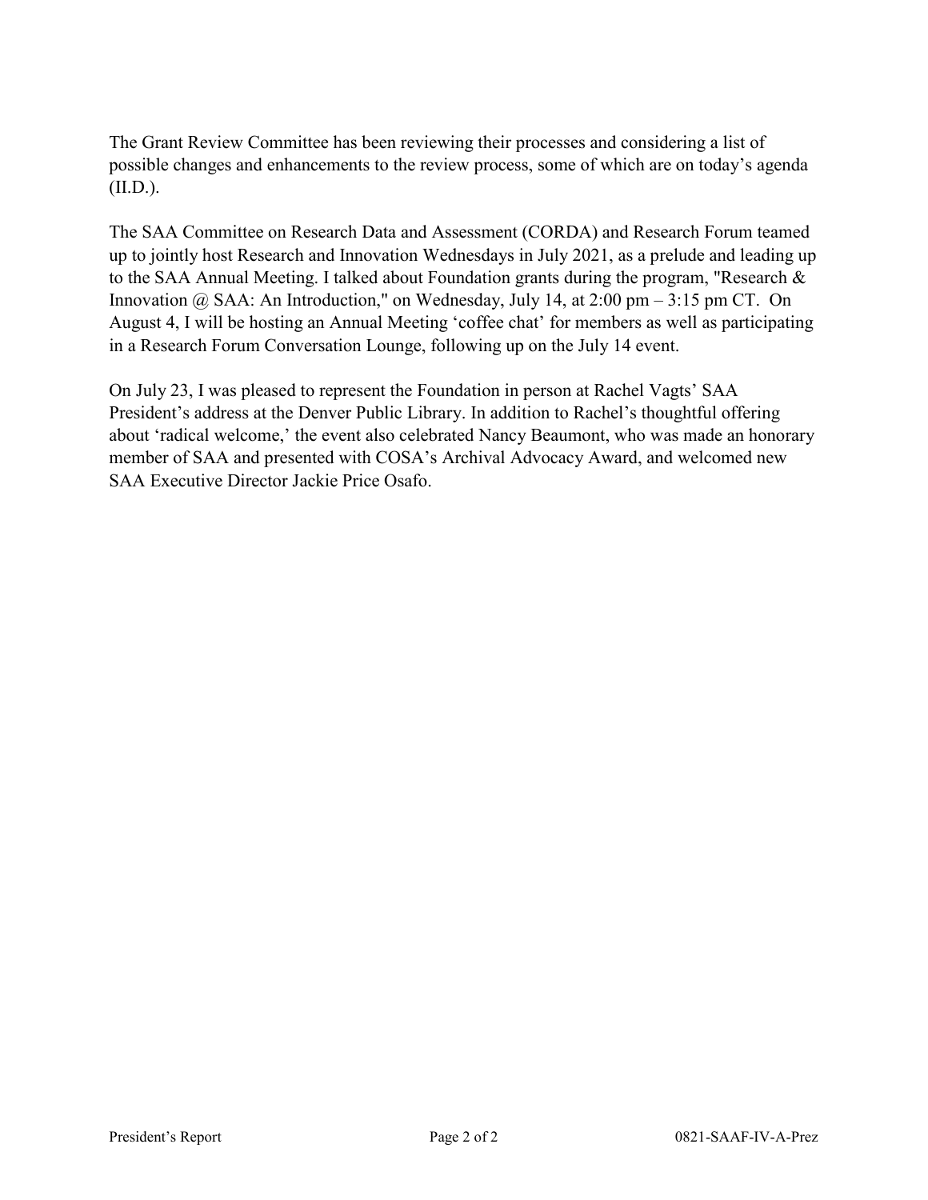The Grant Review Committee has been reviewing their processes and considering a list of possible changes and enhancements to the review process, some of which are on today's agenda (II.D.).

The SAA Committee on Research Data and Assessment (CORDA) and Research Forum teamed up to jointly host Research and Innovation Wednesdays in July 2021, as a prelude and leading up to the SAA Annual Meeting. I talked about Foundation grants during the program, "Research & Innovation @ SAA: An Introduction," on Wednesday, July 14, at 2:00 pm – 3:15 pm CT. On August 4, I will be hosting an Annual Meeting 'coffee chat' for members as well as participating in a Research Forum Conversation Lounge, following up on the July 14 event.

On July 23, I was pleased to represent the Foundation in person at Rachel Vagts' SAA President's address at the Denver Public Library. In addition to Rachel's thoughtful offering about 'radical welcome,' the event also celebrated Nancy Beaumont, who was made an honorary member of SAA and presented with COSA's Archival Advocacy Award, and welcomed new SAA Executive Director Jackie Price Osafo.